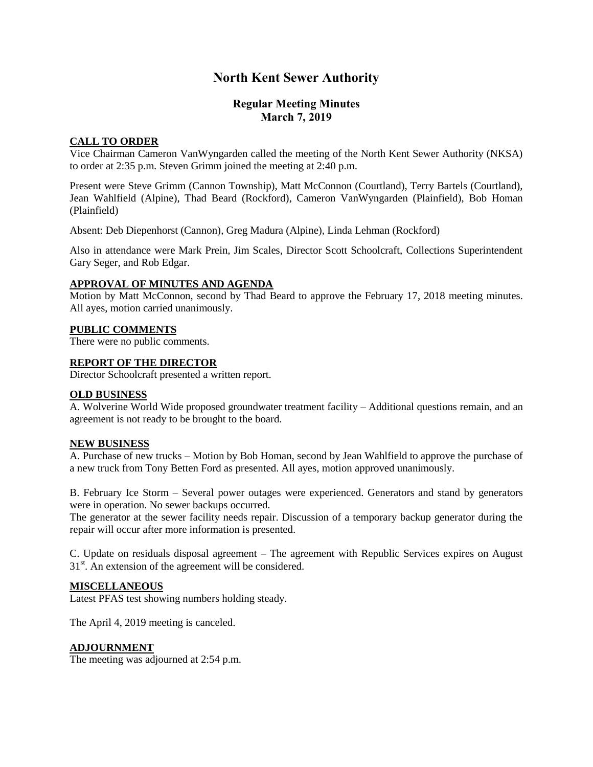# North Kent Sewer Authority

## Regular Meeting Minutes
## March 7, 2019

### CALL TO ORDER

Vice Chairman Cameron VanWyngarden called the meeting of the North Kent Sewer Authority (NKSA) to order at 2:35 p.m. Steven Grimm joined the meeting at 2:40 p.m.

Present were Steve Grimm (Cannon Township), Matt McConnon (Courtland), Terry Bartels (Courtland), Jean Wahlfield (Alpine), Thad Beard (Rockford), Cameron VanWyngarden (Plainfield), Bob Homan (Plainfield)

Absent: Deb Diepenhorst (Cannon), Greg Madura (Alpine), Linda Lehman (Rockford)

Also in attendance were Mark Prein, Jim Scales, Director Scott Schoolcraft, Collections Superintendent Gary Seger, and Rob Edgar.

### APPROVAL OF MINUTES AND AGENDA

Motion by Matt McConnon, second by Thad Beard to approve the February 17, 2018 meeting minutes. All ayes, motion carried unanimously.

### PUBLIC COMMENTS

There were no public comments.

### REPORT OF THE DIRECTOR

Director Schoolcraft presented a written report.

### OLD BUSINESS

A. Wolverine World Wide proposed groundwater treatment facility – Additional questions remain, and an agreement is not ready to be brought to the board.

### NEW BUSINESS

A. Purchase of new trucks – Motion by Bob Homan, second by Jean Wahlfield to approve the purchase of a new truck from Tony Betten Ford as presented. All ayes, motion approved unanimously.

B. February Ice Storm – Several power outages were experienced. Generators and stand by generators were in operation. No sewer backups occurred.
The generator at the sewer facility needs repair. Discussion of a temporary backup generator during the repair will occur after more information is presented.

C. Update on residuals disposal agreement – The agreement with Republic Services expires on August 31st. An extension of the agreement will be considered.

### MISCELLANEOUS

Latest PFAS test showing numbers holding steady.

The April 4, 2019 meeting is canceled.

### ADJOURNMENT

The meeting was adjourned at 2:54 p.m.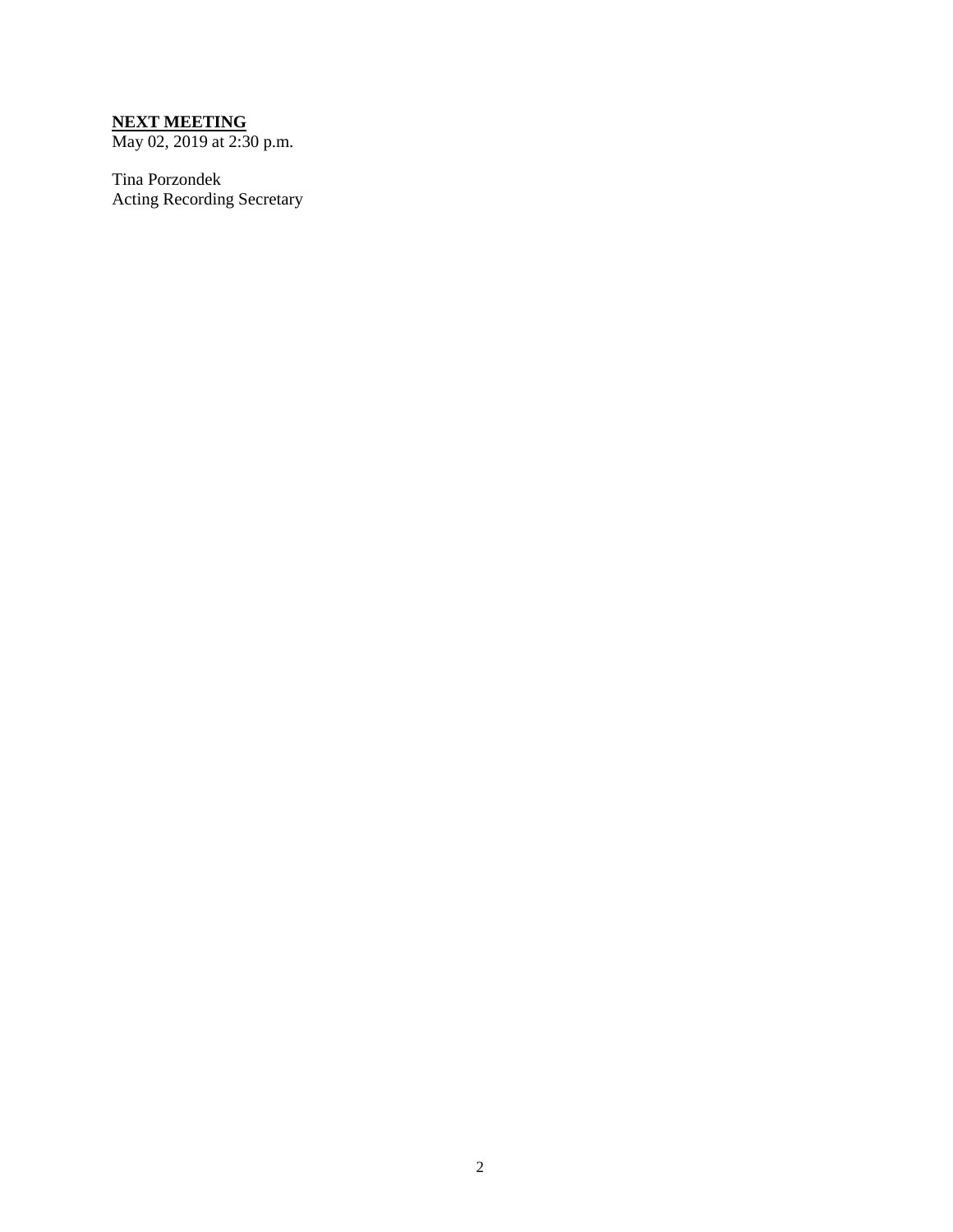**NEXT MEETING**
May 02, 2019 at 2:30 p.m.

Tina Porzondek
Acting Recording Secretary